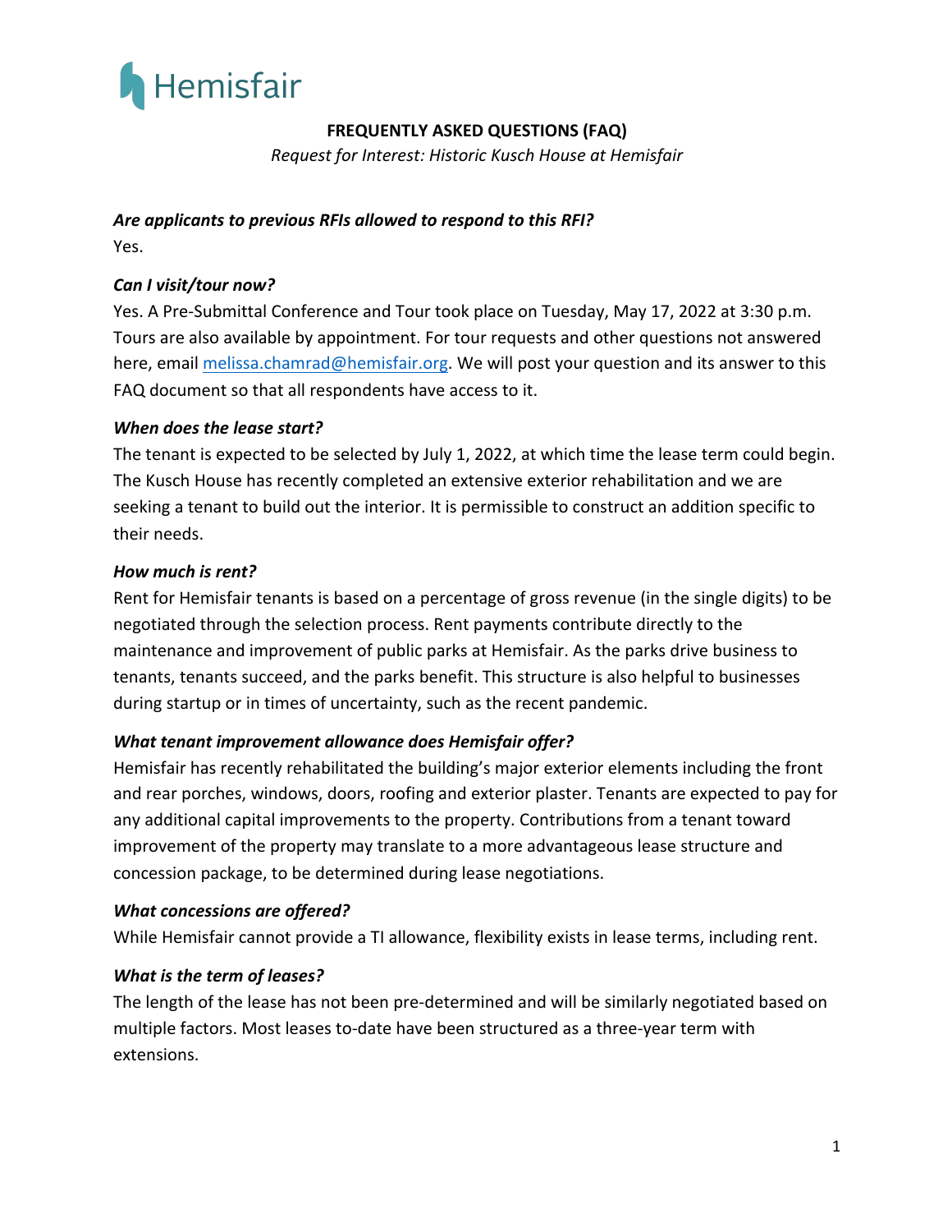Hemisfair

# FREQUENTLY ASKED QUESTIONS (FAQ)

*Request for Interest: Historic Kusch House at Hemisfair*

***Are applicants to previous RFIs allowed to respond to this RFI?***

Yes.

***Can I visit/tour now?***

Yes. A Pre-Submittal Conference and Tour took place on Tuesday, May 17, 2022 at 3:30 p.m. Tours are also available by appointment. For tour requests and other questions not answered here, email melissa.chamrad@hemisfair.org. We will post your question and its answer to this FAQ document so that all respondents have access to it.

***When does the lease start?***

The tenant is expected to be selected by July 1, 2022, at which time the lease term could begin. The Kusch House has recently completed an extensive exterior rehabilitation and we are seeking a tenant to build out the interior. It is permissible to construct an addition specific to their needs.

***How much is rent?***

Rent for Hemisfair tenants is based on a percentage of gross revenue (in the single digits) to be negotiated through the selection process. Rent payments contribute directly to the maintenance and improvement of public parks at Hemisfair. As the parks drive business to tenants, tenants succeed, and the parks benefit. This structure is also helpful to businesses during startup or in times of uncertainty, such as the recent pandemic.

***What tenant improvement allowance does Hemisfair offer?***

Hemisfair has recently rehabilitated the building's major exterior elements including the front and rear porches, windows, doors, roofing and exterior plaster. Tenants are expected to pay for any additional capital improvements to the property. Contributions from a tenant toward improvement of the property may translate to a more advantageous lease structure and concession package, to be determined during lease negotiations.

***What concessions are offered?***

While Hemisfair cannot provide a TI allowance, flexibility exists in lease terms, including rent.

***What is the term of leases?***

The length of the lease has not been pre-determined and will be similarly negotiated based on multiple factors. Most leases to-date have been structured as a three-year term with extensions.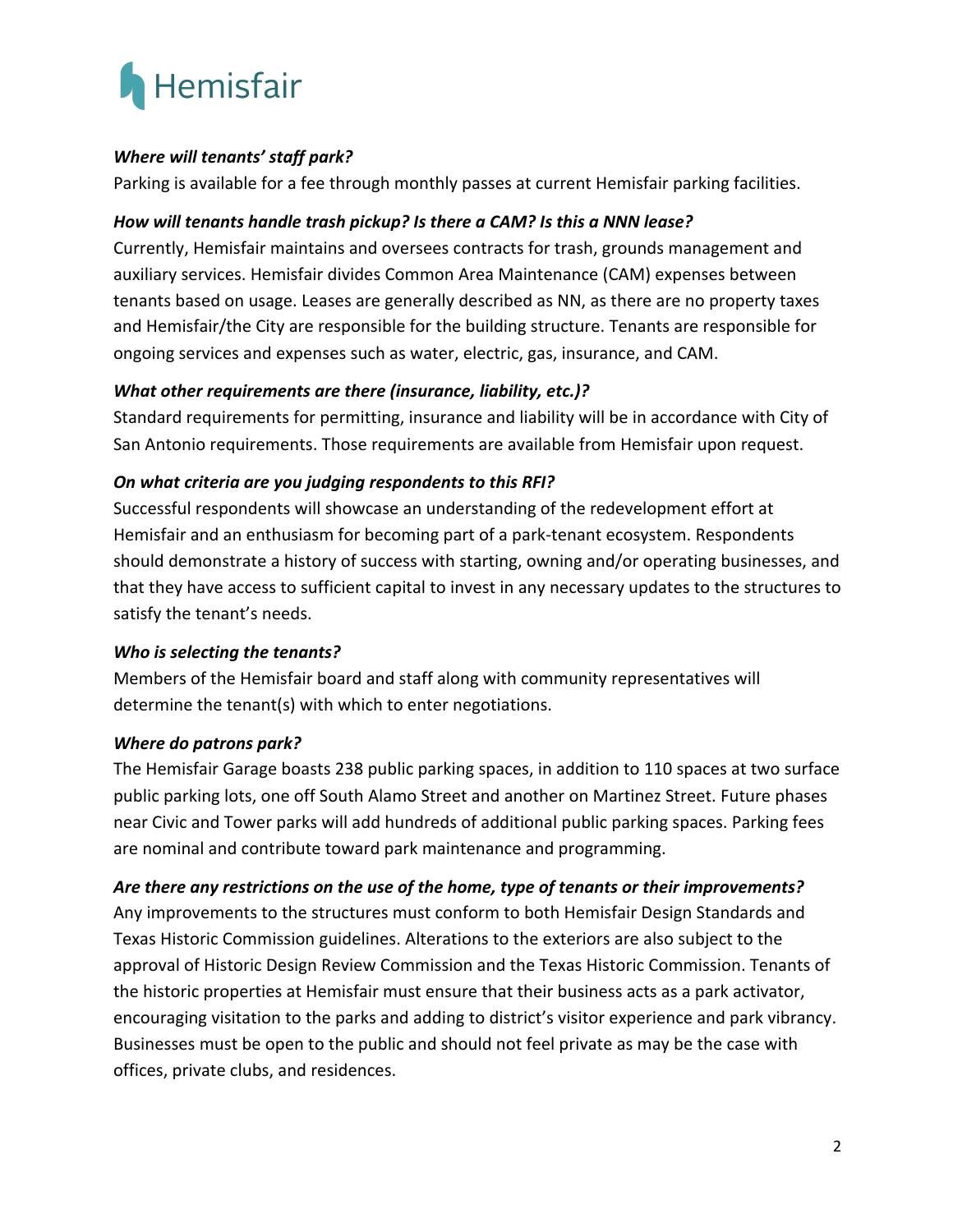***Where will tenants' staff park?***

Parking is available for a fee through monthly passes at current Hemisfair parking facilities.

***How will tenants handle trash pickup? Is there a CAM? Is this a NNN lease?***

Currently, Hemisfair maintains and oversees contracts for trash, grounds management and auxiliary services. Hemisfair divides Common Area Maintenance (CAM) expenses between tenants based on usage. Leases are generally described as NN, as there are no property taxes and Hemisfair/the City are responsible for the building structure. Tenants are responsible for ongoing services and expenses such as water, electric, gas, insurance, and CAM.

***What other requirements are there (insurance, liability, etc.)?***

Standard requirements for permitting, insurance and liability will be in accordance with City of San Antonio requirements. Those requirements are available from Hemisfair upon request.

***On what criteria are you judging respondents to this RFI?***

Successful respondents will showcase an understanding of the redevelopment effort at Hemisfair and an enthusiasm for becoming part of a park-tenant ecosystem. Respondents should demonstrate a history of success with starting, owning and/or operating businesses, and that they have access to sufficient capital to invest in any necessary updates to the structures to satisfy the tenant's needs.

***Who is selecting the tenants?***

Members of the Hemisfair board and staff along with community representatives will determine the tenant(s) with which to enter negotiations.

***Where do patrons park?***

The Hemisfair Garage boasts 238 public parking spaces, in addition to 110 spaces at two surface public parking lots, one off South Alamo Street and another on Martinez Street. Future phases near Civic and Tower parks will add hundreds of additional public parking spaces. Parking fees are nominal and contribute toward park maintenance and programming.

***Are there any restrictions on the use of the home, type of tenants or their improvements?***

Any improvements to the structures must conform to both Hemisfair Design Standards and Texas Historic Commission guidelines. Alterations to the exteriors are also subject to the approval of Historic Design Review Commission and the Texas Historic Commission. Tenants of the historic properties at Hemisfair must ensure that their business acts as a park activator, encouraging visitation to the parks and adding to district's visitor experience and park vibrancy. Businesses must be open to the public and should not feel private as may be the case with offices, private clubs, and residences.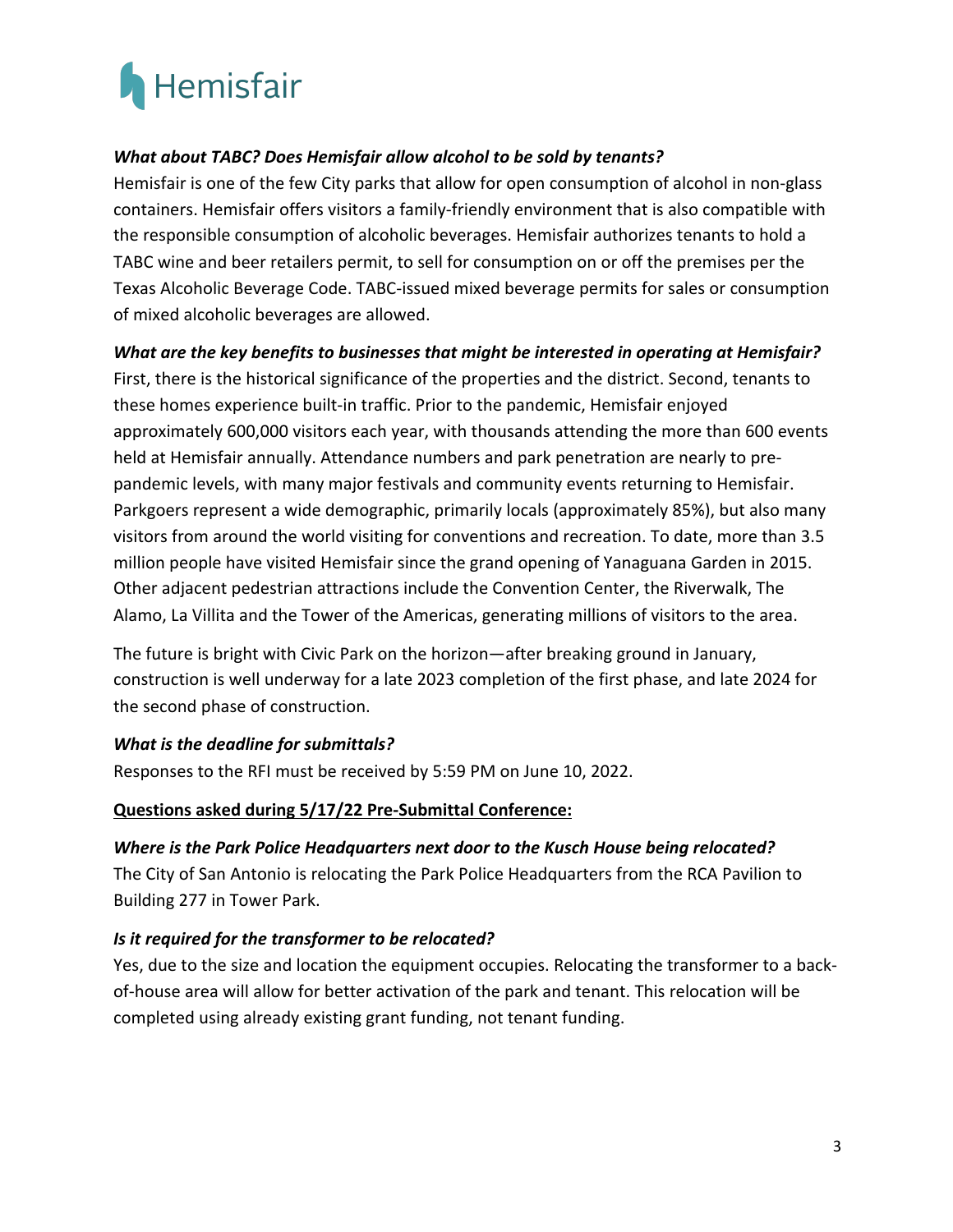***What about TABC? Does Hemisfair allow alcohol to be sold by tenants?***

Hemisfair is one of the few City parks that allow for open consumption of alcohol in non-glass containers. Hemisfair offers visitors a family-friendly environment that is also compatible with the responsible consumption of alcoholic beverages. Hemisfair authorizes tenants to hold a TABC wine and beer retailers permit, to sell for consumption on or off the premises per the Texas Alcoholic Beverage Code. TABC-issued mixed beverage permits for sales or consumption of mixed alcoholic beverages are allowed.

***What are the key benefits to businesses that might be interested in operating at Hemisfair?***

First, there is the historical significance of the properties and the district. Second, tenants to these homes experience built-in traffic. Prior to the pandemic, Hemisfair enjoyed approximately 600,000 visitors each year, with thousands attending the more than 600 events held at Hemisfair annually. Attendance numbers and park penetration are nearly to pre-pandemic levels, with many major festivals and community events returning to Hemisfair. Parkgoers represent a wide demographic, primarily locals (approximately 85%), but also many visitors from around the world visiting for conventions and recreation. To date, more than 3.5 million people have visited Hemisfair since the grand opening of Yanaguana Garden in 2015. Other adjacent pedestrian attractions include the Convention Center, the Riverwalk, The Alamo, La Villita and the Tower of the Americas, generating millions of visitors to the area.

The future is bright with Civic Park on the horizon—after breaking ground in January, construction is well underway for a late 2023 completion of the first phase, and late 2024 for the second phase of construction.

***What is the deadline for submittals?***

Responses to the RFI must be received by 5:59 PM on June 10, 2022.

**Questions asked during 5/17/22 Pre-Submittal Conference:**

***Where is the Park Police Headquarters next door to the Kusch House being relocated?***

The City of San Antonio is relocating the Park Police Headquarters from the RCA Pavilion to Building 277 in Tower Park.

***Is it required for the transformer to be relocated?***

Yes, due to the size and location the equipment occupies. Relocating the transformer to a back-of-house area will allow for better activation of the park and tenant. This relocation will be completed using already existing grant funding, not tenant funding.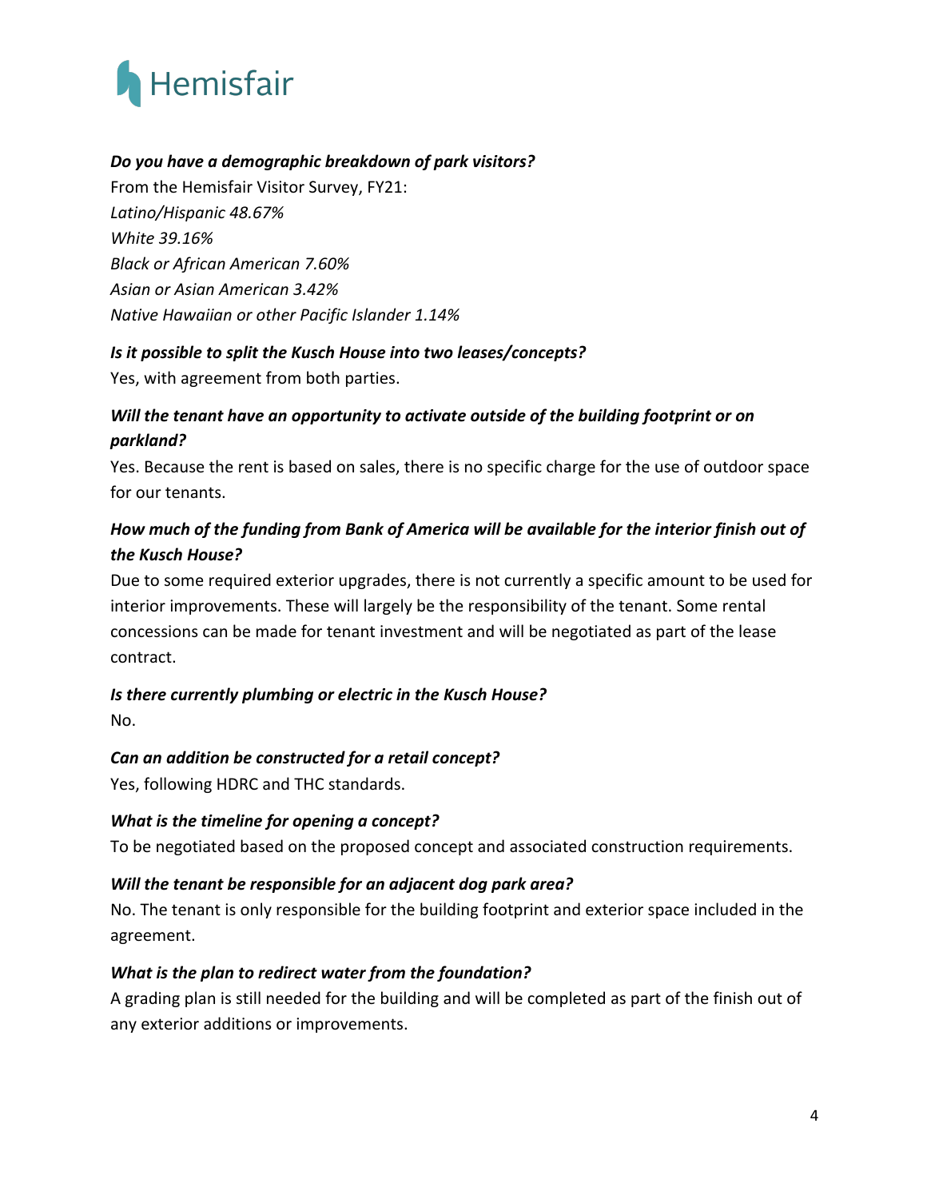***Do you have a demographic breakdown of park visitors?***

From the Hemisfair Visitor Survey, FY21:

*Latino/Hispanic 48.67%*

*White 39.16%*

*Black or African American 7.60%*

*Asian or Asian American 3.42%*

*Native Hawaiian or other Pacific Islander 1.14%*

***Is it possible to split the Kusch House into two leases/concepts?***

Yes, with agreement from both parties.

***Will the tenant have an opportunity to activate outside of the building footprint or on parkland?***

Yes. Because the rent is based on sales, there is no specific charge for the use of outdoor space for our tenants.

***How much of the funding from Bank of America will be available for the interior finish out of the Kusch House?***

Due to some required exterior upgrades, there is not currently a specific amount to be used for interior improvements. These will largely be the responsibility of the tenant. Some rental concessions can be made for tenant investment and will be negotiated as part of the lease contract.

***Is there currently plumbing or electric in the Kusch House?***

No.

***Can an addition be constructed for a retail concept?***

Yes, following HDRC and THC standards.

***What is the timeline for opening a concept?***

To be negotiated based on the proposed concept and associated construction requirements.

***Will the tenant be responsible for an adjacent dog park area?***

No. The tenant is only responsible for the building footprint and exterior space included in the agreement.

***What is the plan to redirect water from the foundation?***

A grading plan is still needed for the building and will be completed as part of the finish out of any exterior additions or improvements.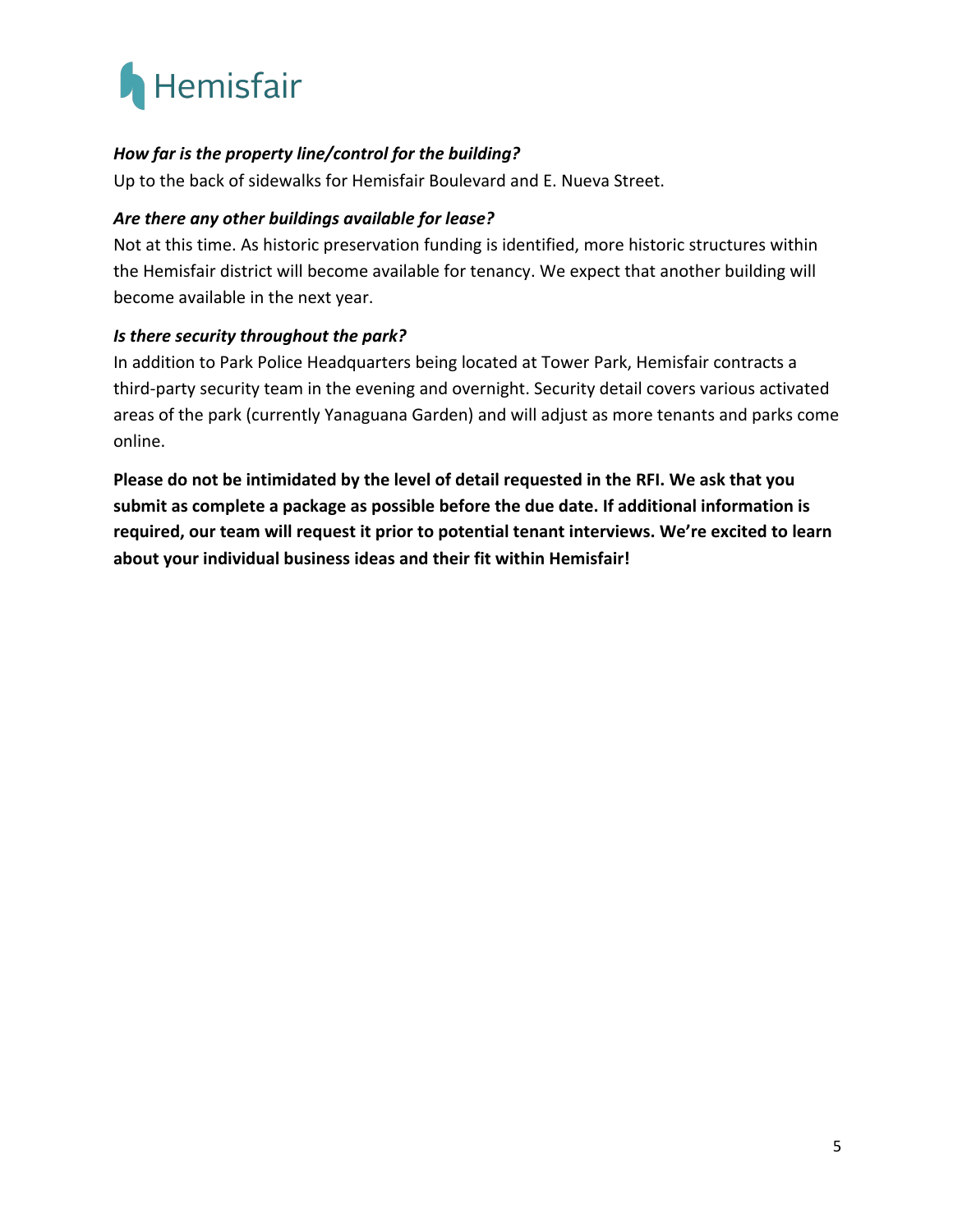***How far is the property line/control for the building?***

Up to the back of sidewalks for Hemisfair Boulevard and E. Nueva Street.

***Are there any other buildings available for lease?***

Not at this time. As historic preservation funding is identified, more historic structures within the Hemisfair district will become available for tenancy. We expect that another building will become available in the next year.

***Is there security throughout the park?***

In addition to Park Police Headquarters being located at Tower Park, Hemisfair contracts a third-party security team in the evening and overnight. Security detail covers various activated areas of the park (currently Yanaguana Garden) and will adjust as more tenants and parks come online.

**Please do not be intimidated by the level of detail requested in the RFI. We ask that you submit as complete a package as possible before the due date. If additional information is required, our team will request it prior to potential tenant interviews. We're excited to learn about your individual business ideas and their fit within Hemisfair!**